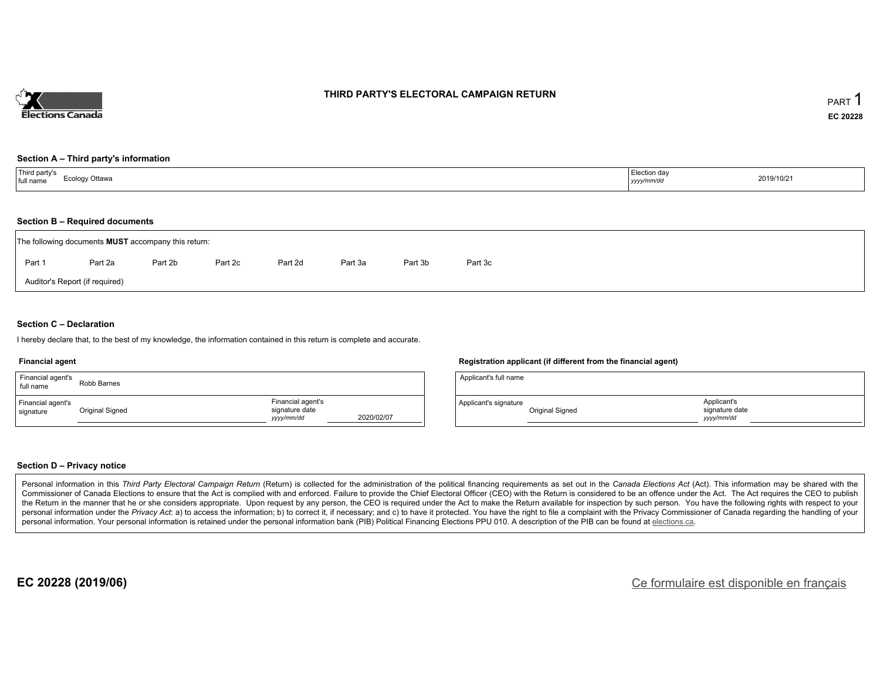# THIRD PARTY'S ELECTORAL CAMPAIGN RETURN

PART 1

EC 20228

## Section A – Third party's information

| Third party's full name | Ecology Ottawa | Election day *yyyy/mm/dd* | 2019/10/21 |
|---|---|---|---|

## Section B – Required documents

The following documents **MUST** accompany this return:

Part 1 Part 2a Part 2b Part 2c Part 2d Part 3a Part 3b Part 3c

Auditor's Report (if required)

## Section C – Declaration

I hereby declare that, to the best of my knowledge, the information contained in this return is complete and accurate.

### Financial agent

| Financial agent's full name | Robb Barnes | | |
|---|---|---|---|
| Financial agent's signature | Original Signed | Financial agent's signature date *yyyy/mm/dd* | 2020/02/07 |

### Registration applicant (if different from the financial agent)

| Applicant's full name | | | |
|---|---|---|---|
| Applicant's signature | Original Signed | Applicant's signature date *yyyy/mm/dd* | |

## Section D – Privacy notice

Personal information in this *Third Party Electoral Campaign Return* (Return) is collected for the administration of the political financing requirements as set out in the *Canada Elections Act* (Act). This information may be shared with the Commissioner of Canada Elections to ensure that the Act is complied with and enforced. Failure to provide the Chief Electoral Officer (CEO) with the Return is considered to be an offence under the Act. The Act requires the CEO to publish the Return in the manner that he or she considers appropriate. Upon request by any person, the CEO is required under the Act to make the Return available for inspection by such person. You have the following rights with respect to your personal information under the *Privacy Act*: a) to access the information; b) to correct it, if necessary; and c) to have it protected. You have the right to file a complaint with the Privacy Commissioner of Canada regarding the handling of your personal information. Your personal information is retained under the personal information bank (PIB) Political Financing Elections PPU 010. A description of the PIB can be found at elections.ca.

**EC 20228 (2019/06)**

Ce formulaire est disponible en français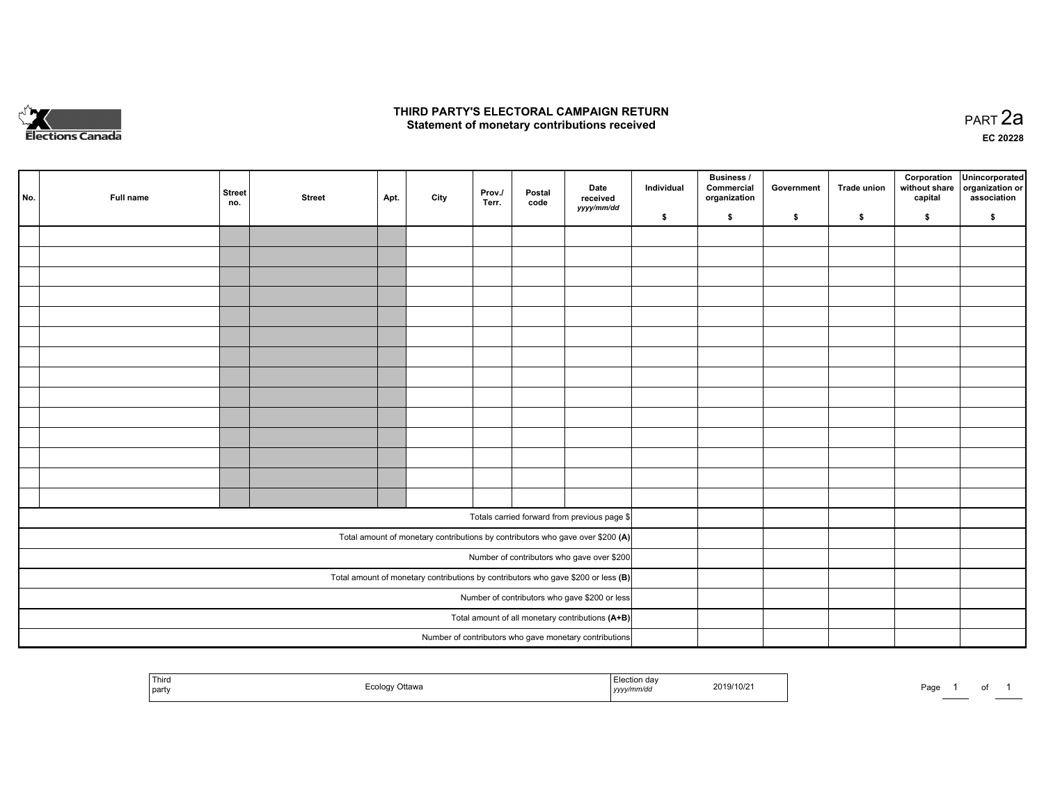# THIRD PARTY'S ELECTORAL CAMPAIGN RETURN
## Statement of monetary contributions received

PART 2a

EC 20228

| No. | Full name | Street no. | Street | Apt. | City | Prov./ Terr. | Postal code | Date received *yyyy/mm/dd* | Individual $ | Business / Commercial organization $ | Government $ | Trade union $ | Corporation without share capital $ | Unincorporated organization or association $ |
|---|---|---|---|---|---|---|---|---|---|---|---|---|---|---|
| | | | | | | | | | | | | | | |
| | | | | | | | | | | | | | | |
| | | | | | | | | | | | | | | |
| | | | | | | | | | | | | | | |
| | | | | | | | | | | | | | | |
| | | | | | | | | | | | | | | |
| | | | | | | | | | | | | | | |
| | | | | | | | | | | | | | | |
| | | | | | | | | | | | | | | |
| | | | | | | | | | | | | | | |
| | | | | | | | | | | | | | | |
| | | | | | | | | | | | | | | |
| | | | | | | | | | | | | | | |
| | | | | | | | | | | | | | | |
| Totals carried forward from previous page $ | | | | | | | | | | | | | | |
| Total amount of monetary contributions by contributors who gave over $200 **(A)** | | | | | | | | | | | | | | |
| Number of contributors who gave over $200 | | | | | | | | | | | | | | |
| Total amount of monetary contributions by contributors who gave $200 or less **(B)** | | | | | | | | | | | | | | |
| Number of contributors who gave $200 or less | | | | | | | | | | | | | | |
| Total amount of all monetary contributions **(A+B)** | | | | | | | | | | | | | | |
| Number of contributors who gave monetary contributions | | | | | | | | | | | | | | |

| Third party | Ecology Ottawa | Election day *yyyy/mm/dd* | 2019/10/21 |
|---|---|---|---|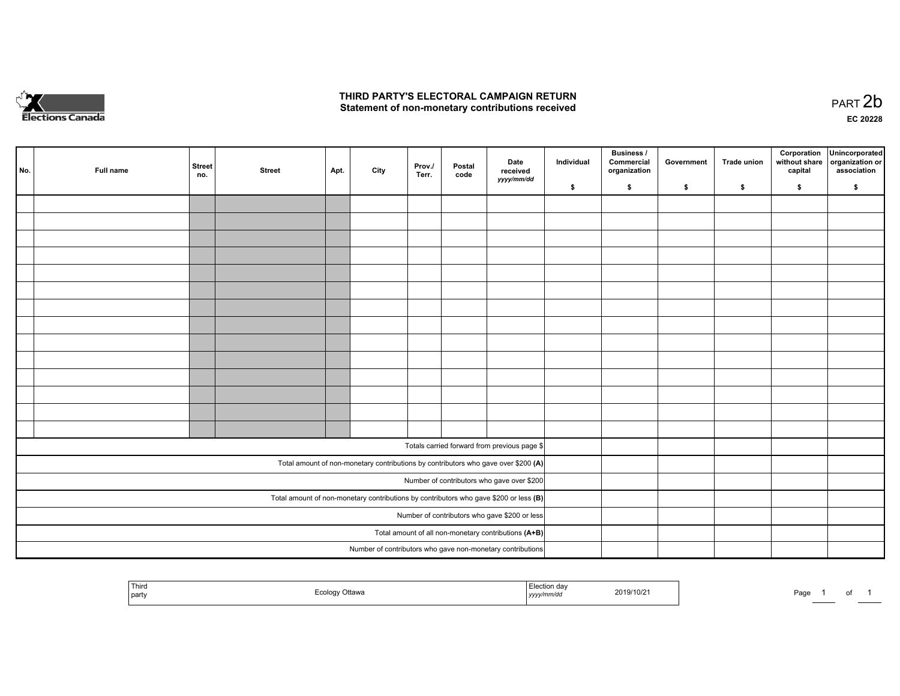# THIRD PARTY'S ELECTORAL CAMPAIGN RETURN
## Statement of non-monetary contributions received

PART 2b

EC 20228

| No. | Full name | Street no. | Street | Apt. | City | Prov./ Terr. | Postal code | Date received *yyyy/mm/dd* | Individual $ | Business / Commercial organization $ | Government $ | Trade union $ | Corporation without share capital $ | Unincorporated organization or association $ |
|---|---|---|---|---|---|---|---|---|---|---|---|---|---|---|
| | | | | | | | | | | | | | | |
| | | | | | | | | | | | | | | |
| | | | | | | | | | | | | | | |
| | | | | | | | | | | | | | | |
| | | | | | | | | | | | | | | |
| | | | | | | | | | | | | | | |
| | | | | | | | | | | | | | | |
| | | | | | | | | | | | | | | |
| | | | | | | | | | | | | | | |
| | | | | | | | | | | | | | | |
| | | | | | | | | | | | | | | |
| | | | | | | | | | | | | | | |
| | | | | | | | | | | | | | | |
| | | | | | | | | | | | | | | |
| Totals carried forward from previous page $ | | | | | | | | | | | | | | |
| Total amount of non-monetary contributions by contributors who gave over $200 **(A)** | | | | | | | | | | | | | | |
| Number of contributors who gave over $200 | | | | | | | | | | | | | | |
| Total amount of non-monetary contributions by contributors who gave $200 or less **(B)** | | | | | | | | | | | | | | |
| Number of contributors who gave $200 or less | | | | | | | | | | | | | | |
| Total amount of all non-monetary contributions **(A+B)** | | | | | | | | | | | | | | |
| Number of contributors who gave non-monetary contributions | | | | | | | | | | | | | | |

| Third party | Ecology Ottawa | Election day *yyyy/mm/dd* | 2019/10/21 |
|---|---|---|---|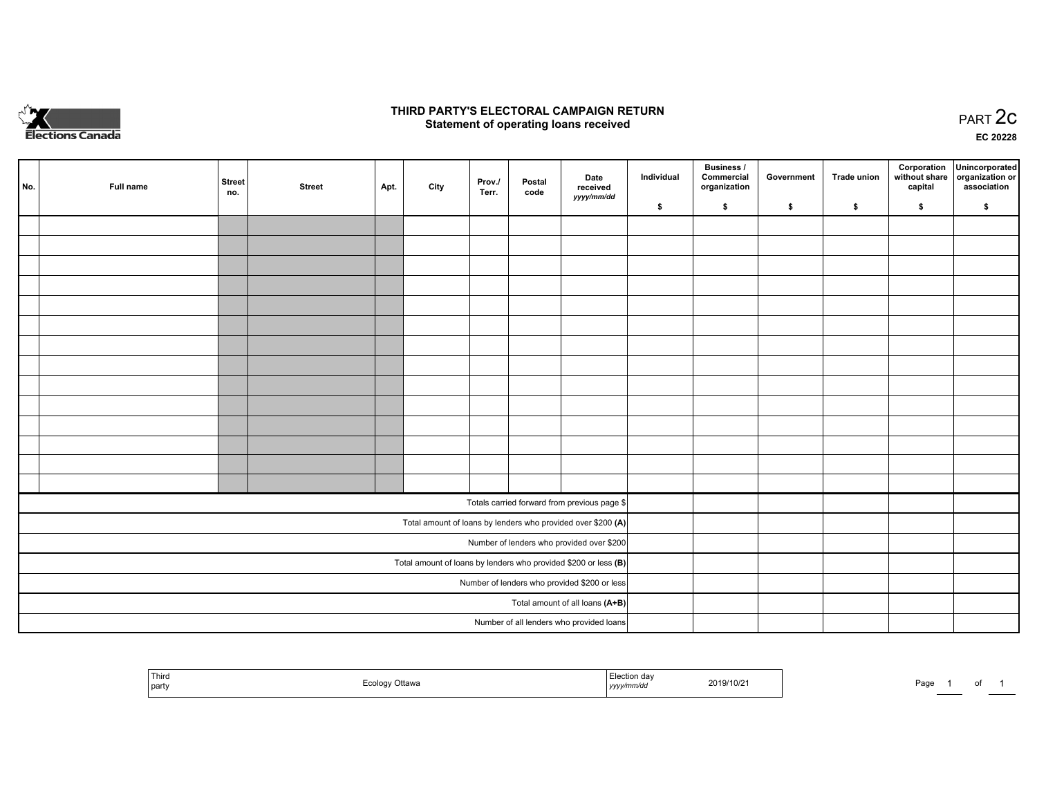Elections Canada

# THIRD PARTY'S ELECTORAL CAMPAIGN RETURN
## Statement of operating loans received

PART 2c

EC 20228

| No. | Full name | Street no. | Street | Apt. | City | Prov./ Terr. | Postal code | Date received *yyyy/mm/dd* | Individual $ | Business / Commercial organization $ | Government $ | Trade union $ | Corporation without share capital $ | Unincorporated organization or association $ |
|---|---|---|---|---|---|---|---|---|---|---|---|---|---|---|
| | | | | | | | | | | | | | | |
| | | | | | | | | | | | | | | |
| | | | | | | | | | | | | | | |
| | | | | | | | | | | | | | | |
| | | | | | | | | | | | | | | |
| | | | | | | | | | | | | | | |
| | | | | | | | | | | | | | | |
| | | | | | | | | | | | | | | |
| | | | | | | | | | | | | | | |
| | | | | | | | | | | | | | | |
| | | | | | | | | | | | | | | |
| | | | | | | | | | | | | | | |
| | | | | | | | | | | | | | | |
| | | | | | | | | | | | | | | |
| Totals carried forward from previous page $ | | | | | | | | | | | | | | |
| Total amount of loans by lenders who provided over $200 **(A)** | | | | | | | | | | | | | | |
| Number of lenders who provided over $200 | | | | | | | | | | | | | | |
| Total amount of loans by lenders who provided $200 or less **(B)** | | | | | | | | | | | | | | |
| Number of lenders who provided $200 or less | | | | | | | | | | | | | | |
| Total amount of all loans **(A+B)** | | | | | | | | | | | | | | |
| Number of all lenders who provided loans | | | | | | | | | | | | | | |

| Third party | Ecology Ottawa | Election day *yyyy/mm/dd* | 2019/10/21 |
|---|---|---|---|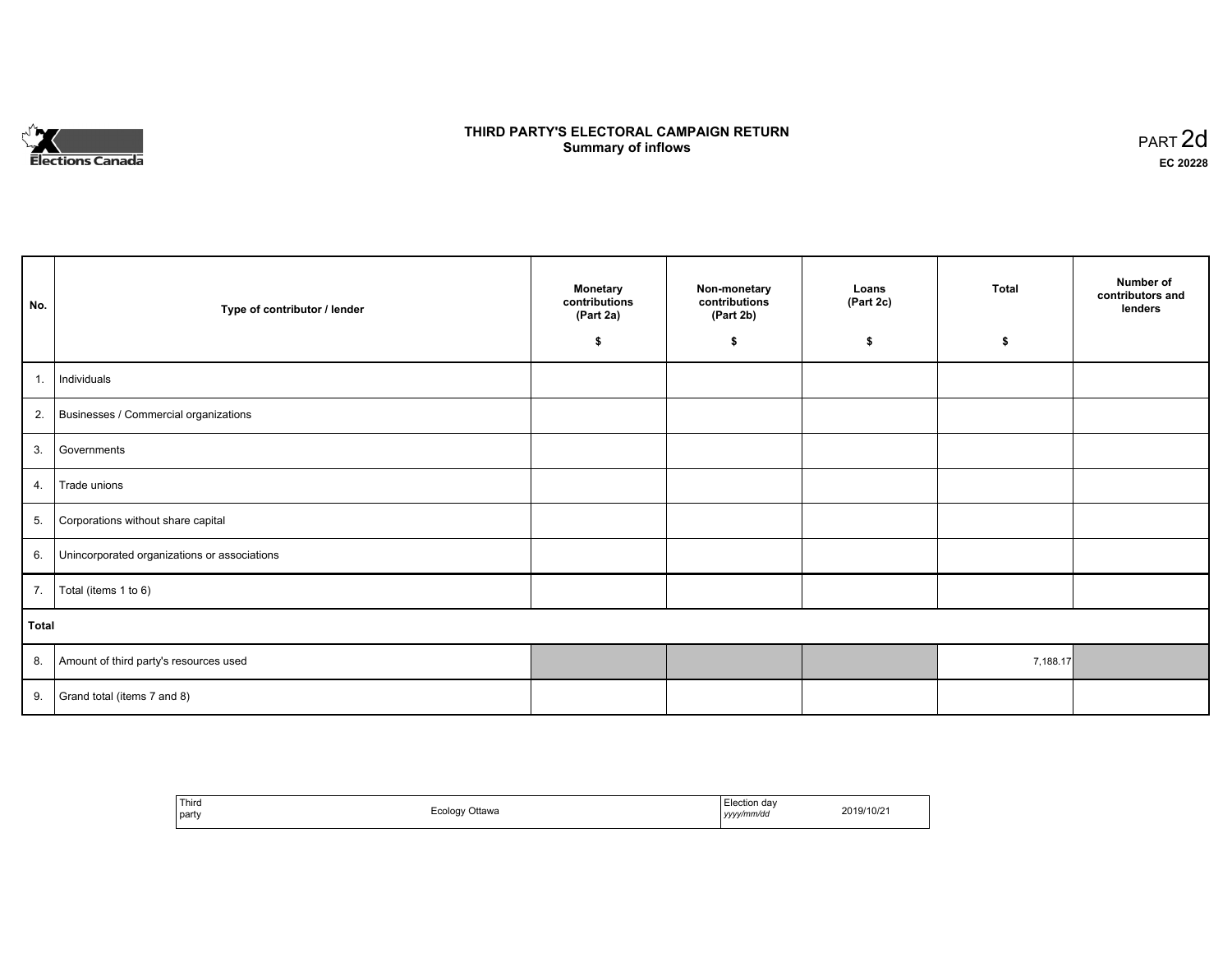# THIRD PARTY'S ELECTORAL CAMPAIGN RETURN
## Summary of inflows

PART 2d

**EC 20228**

| No. | Type of contributor / lender | Monetary contributions (Part 2a) $ | Non-monetary contributions (Part 2b) $ | Loans (Part 2c) $ | Total $ | Number of contributors and lenders |
|---|---|---|---|---|---|---|
| 1. | Individuals | | | | | |
| 2. | Businesses / Commercial organizations | | | | | |
| 3. | Governments | | | | | |
| 4. | Trade unions | | | | | |
| 5. | Corporations without share capital | | | | | |
| 6. | Unincorporated organizations or associations | | | | | |
| 7. | Total (items 1 to 6) | | | | | |
| **Total** | | | | | | |
| 8. | Amount of third party's resources used | | | | 7,188.17 | |
| 9. | Grand total (items 7 and 8) | | | | | |

| Third party | Ecology Ottawa | Election day *yyyy/mm/dd* | 2019/10/21 |
|---|---|---|---|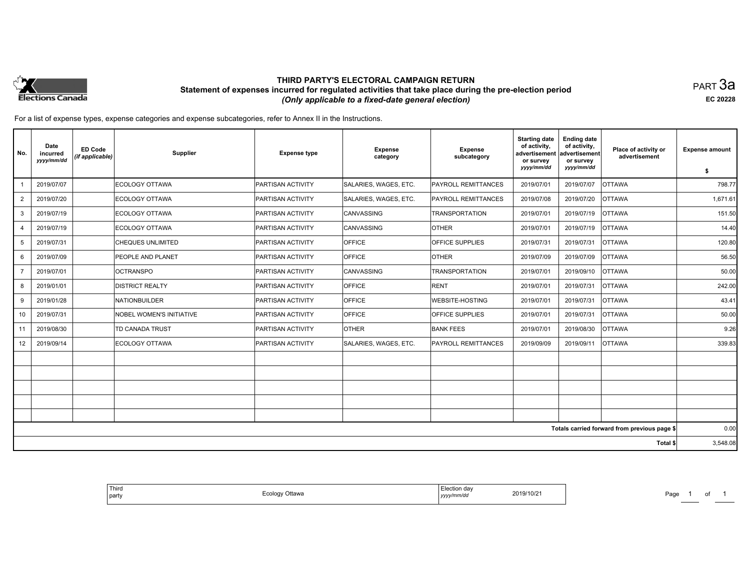# THIRD PARTY'S ELECTORAL CAMPAIGN RETURN

## Statement of expenses incurred for regulated activities that take place during the pre-election period

*(Only applicable to a fixed-date general election)*

PART 3a

EC 20228

For a list of expense types, expense categories and expense subcategories, refer to Annex II in the Instructions.

| No. | Date incurred *yyyy/mm/dd* | ED Code *(if applicable)* | Supplier | Expense type | Expense category | Expense subcategory | Starting date of activity, advertisement or survey *yyyy/mm/dd* | Ending date of activity, advertisement or survey *yyyy/mm/dd* | Place of activity or advertisement | Expense amount $ |
|---|---|---|---|---|---|---|---|---|---|---|
| 1 | 2019/07/07 | | ECOLOGY OTTAWA | PARTISAN ACTIVITY | SALARIES, WAGES, ETC. | PAYROLL REMITTANCES | 2019/07/01 | 2019/07/07 | OTTAWA | 798.77 |
| 2 | 2019/07/20 | | ECOLOGY OTTAWA | PARTISAN ACTIVITY | SALARIES, WAGES, ETC. | PAYROLL REMITTANCES | 2019/07/08 | 2019/07/20 | OTTAWA | 1,671.61 |
| 3 | 2019/07/19 | | ECOLOGY OTTAWA | PARTISAN ACTIVITY | CANVASSING | TRANSPORTATION | 2019/07/01 | 2019/07/19 | OTTAWA | 151.50 |
| 4 | 2019/07/19 | | ECOLOGY OTTAWA | PARTISAN ACTIVITY | CANVASSING | OTHER | 2019/07/01 | 2019/07/19 | OTTAWA | 14.40 |
| 5 | 2019/07/31 | | CHEQUES UNLIMITED | PARTISAN ACTIVITY | OFFICE | OFFICE SUPPLIES | 2019/07/31 | 2019/07/31 | OTTAWA | 120.80 |
| 6 | 2019/07/09 | | PEOPLE AND PLANET | PARTISAN ACTIVITY | OFFICE | OTHER | 2019/07/09 | 2019/07/09 | OTTAWA | 56.50 |
| 7 | 2019/07/01 | | OCTRANSPO | PARTISAN ACTIVITY | CANVASSING | TRANSPORTATION | 2019/07/01 | 2019/09/10 | OTTAWA | 50.00 |
| 8 | 2019/01/01 | | DISTRICT REALTY | PARTISAN ACTIVITY | OFFICE | RENT | 2019/07/01 | 2019/07/31 | OTTAWA | 242.00 |
| 9 | 2019/01/28 | | NATIONBUILDER | PARTISAN ACTIVITY | OFFICE | WEBSITE-HOSTING | 2019/07/01 | 2019/07/31 | OTTAWA | 43.41 |
| 10 | 2019/07/31 | | NOBEL WOMEN'S INITIATIVE | PARTISAN ACTIVITY | OFFICE | OFFICE SUPPLIES | 2019/07/01 | 2019/07/31 | OTTAWA | 50.00 |
| 11 | 2019/08/30 | | TD CANADA TRUST | PARTISAN ACTIVITY | OTHER | BANK FEES | 2019/07/01 | 2019/08/30 | OTTAWA | 9.26 |
| 12 | 2019/09/14 | | ECOLOGY OTTAWA | PARTISAN ACTIVITY | SALARIES, WAGES, ETC. | PAYROLL REMITTANCES | 2019/09/09 | 2019/09/11 | OTTAWA | 339.83 |
| | | | | | | | | | | |
| | | | | | | | | | | |
| | | | | | | | | | | |
| | | | | | | | | | | |
| | | | | | | | | | | |
| | | | | | | | | | **Totals carried forward from previous page $** | 0.00 |
| | | | | | | | | | **Total $** | 3,548.08 |

| Third party | Ecology Ottawa | Election day *yyyy/mm/dd* | 2019/10/21 |
|---|---|---|---|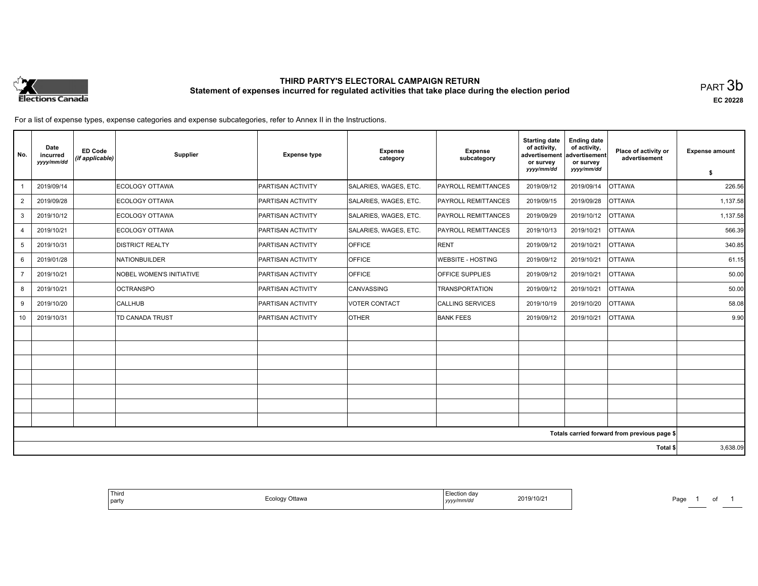# THIRD PARTY'S ELECTORAL CAMPAIGN RETURN

## Statement of expenses incurred for regulated activities that take place during the election period

PART 3b

EC 20228

For a list of expense types, expense categories and expense subcategories, refer to Annex II in the Instructions.

| No. | Date incurred *yyyy/mm/dd* | ED Code *(if applicable)* | Supplier | Expense type | Expense category | Expense subcategory | Starting date of activity, advertisement or survey *yyyy/mm/dd* | Ending date of activity, advertisement or survey *yyyy/mm/dd* | Place of activity or advertisement | Expense amount $ |
|---|---|---|---|---|---|---|---|---|---|---|
| 1 | 2019/09/14 | | ECOLOGY OTTAWA | PARTISAN ACTIVITY | SALARIES, WAGES, ETC. | PAYROLL REMITTANCES | 2019/09/12 | 2019/09/14 | OTTAWA | 226.56 |
| 2 | 2019/09/28 | | ECOLOGY OTTAWA | PARTISAN ACTIVITY | SALARIES, WAGES, ETC. | PAYROLL REMITTANCES | 2019/09/15 | 2019/09/28 | OTTAWA | 1,137.58 |
| 3 | 2019/10/12 | | ECOLOGY OTTAWA | PARTISAN ACTIVITY | SALARIES, WAGES, ETC. | PAYROLL REMITTANCES | 2019/09/29 | 2019/10/12 | OTTAWA | 1,137.58 |
| 4 | 2019/10/21 | | ECOLOGY OTTAWA | PARTISAN ACTIVITY | SALARIES, WAGES, ETC. | PAYROLL REMITTANCES | 2019/10/13 | 2019/10/21 | OTTAWA | 566.39 |
| 5 | 2019/10/31 | | DISTRICT REALTY | PARTISAN ACTIVITY | OFFICE | RENT | 2019/09/12 | 2019/10/21 | OTTAWA | 340.85 |
| 6 | 2019/01/28 | | NATIONBUILDER | PARTISAN ACTIVITY | OFFICE | WEBSITE - HOSTING | 2019/09/12 | 2019/10/21 | OTTAWA | 61.15 |
| 7 | 2019/10/21 | | NOBEL WOMEN'S INITIATIVE | PARTISAN ACTIVITY | OFFICE | OFFICE SUPPLIES | 2019/09/12 | 2019/10/21 | OTTAWA | 50.00 |
| 8 | 2019/10/21 | | OCTRANSPO | PARTISAN ACTIVITY | CANVASSING | TRANSPORTATION | 2019/09/12 | 2019/10/21 | OTTAWA | 50.00 |
| 9 | 2019/10/20 | | CALLHUB | PARTISAN ACTIVITY | VOTER CONTACT | CALLING SERVICES | 2019/10/19 | 2019/10/20 | OTTAWA | 58.08 |
| 10 | 2019/10/31 | | TD CANADA TRUST | PARTISAN ACTIVITY | OTHER | BANK FEES | 2019/09/12 | 2019/10/21 | OTTAWA | 9.90 |
| | | | | | | | | | | |
| | | | | | | | | | | |
| | | | | | | | | | | |
| | | | | | | | | | | |
| | | | | | | | | | | |
| | | | | | | | | | | |
| | | | | | | | | | | |
| | | | | | | | | | Totals carried forward from previous page $ | |
| | | | | | | | | | Total $ | 3,638.09 |

| Third party | Ecology Ottawa | Election day *yyyy/mm/dd* | 2019/10/21 |
|---|---|---|---|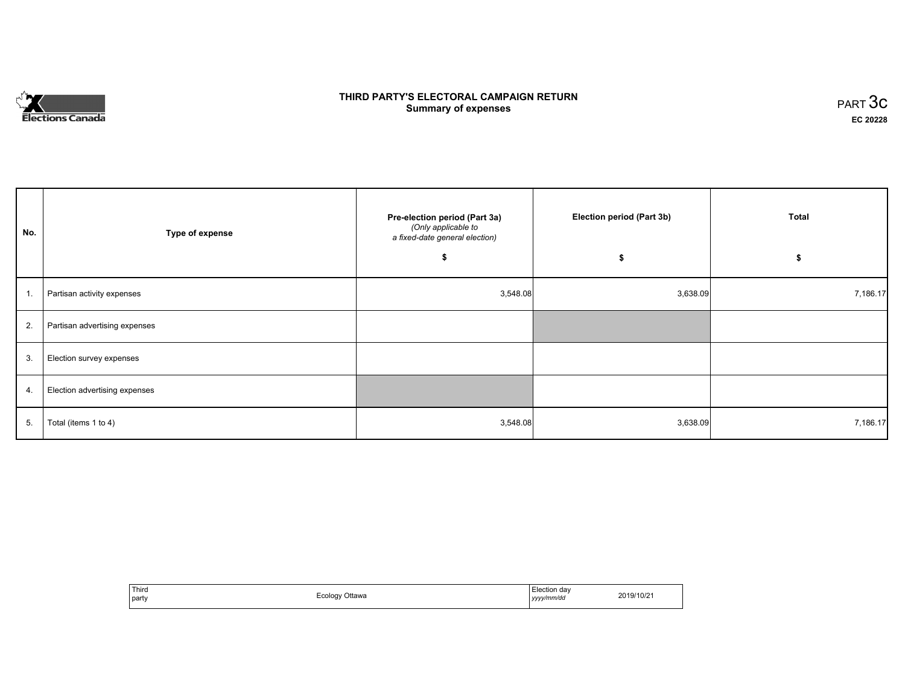# THIRD PARTY'S ELECTORAL CAMPAIGN RETURN
## Summary of expenses

PART 3c

**EC 20228**

| No. | Type of expense | Pre-election period (Part 3a) *(Only applicable to a fixed-date general election)* $ | Election period (Part 3b) $ | Total $ |
|---|---|---|---|---|
| 1. | Partisan activity expenses | 3,548.08 | 3,638.09 | 7,186.17 |
| 2. | Partisan advertising expenses | | | |
| 3. | Election survey expenses | | | |
| 4. | Election advertising expenses | | | |
| 5. | Total (items 1 to 4) | 3,548.08 | 3,638.09 | 7,186.17 |

| Third party | Ecology Ottawa | Election day *yyyy/mm/dd* | 2019/10/21 |
|---|---|---|---|